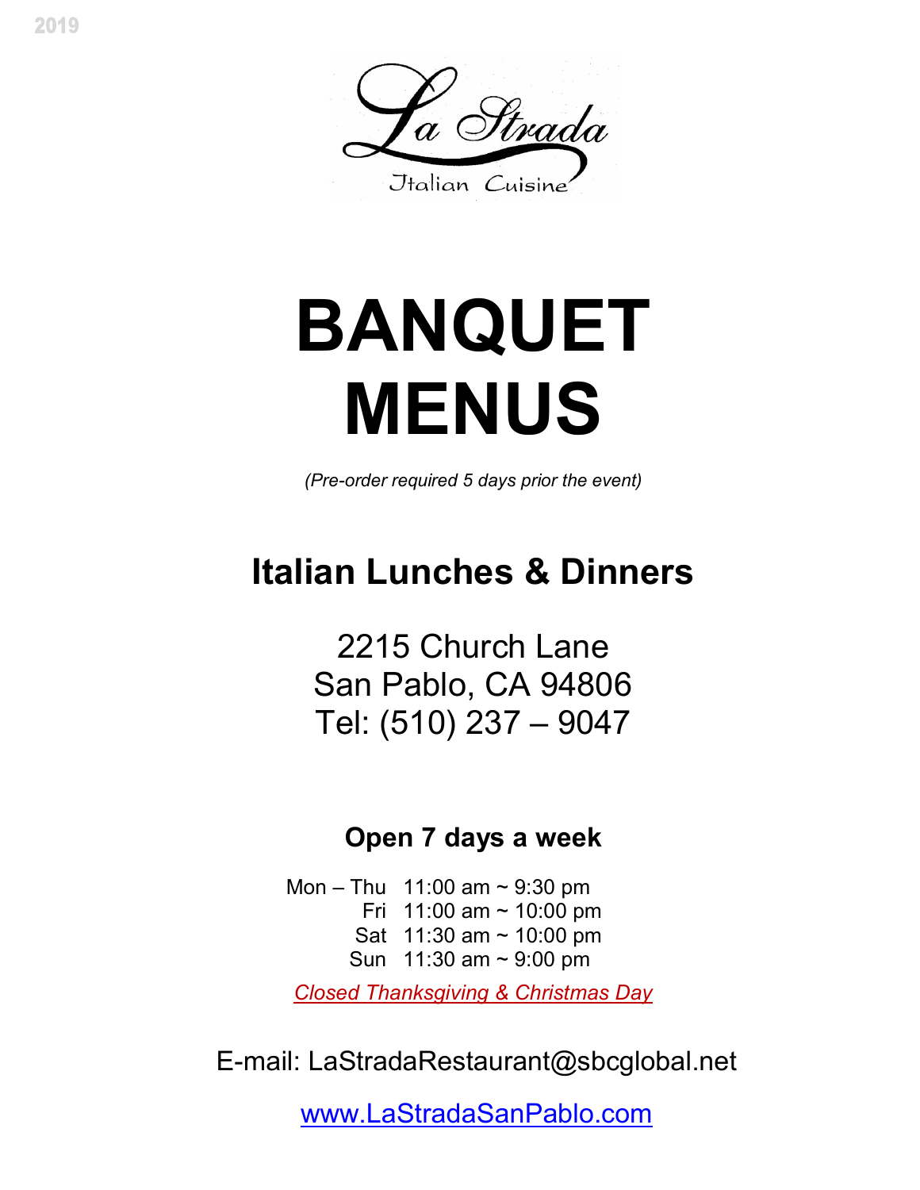2019

La Strada

Italian Cuisine

# BANQUET MENUS

*(Pre-order required 5 days prior the event)*

## Italian Lunches & Dinners

2215 Church Lane
San Pablo, CA 94806
Tel: (510) 237 – 9047

### Open 7 days a week

| | |
|---|---|
| Mon – Thu | 11:00 am ~ 9:30 pm |
| Fri | 11:00 am ~ 10:00 pm |
| Sat | 11:30 am ~ 10:00 pm |
| Sun | 11:30 am ~ 9:00 pm |

*Closed Thanksgiving & Christmas Day*

E-mail: LaStradaRestaurant@sbcglobal.net

www.LaStradaSanPablo.com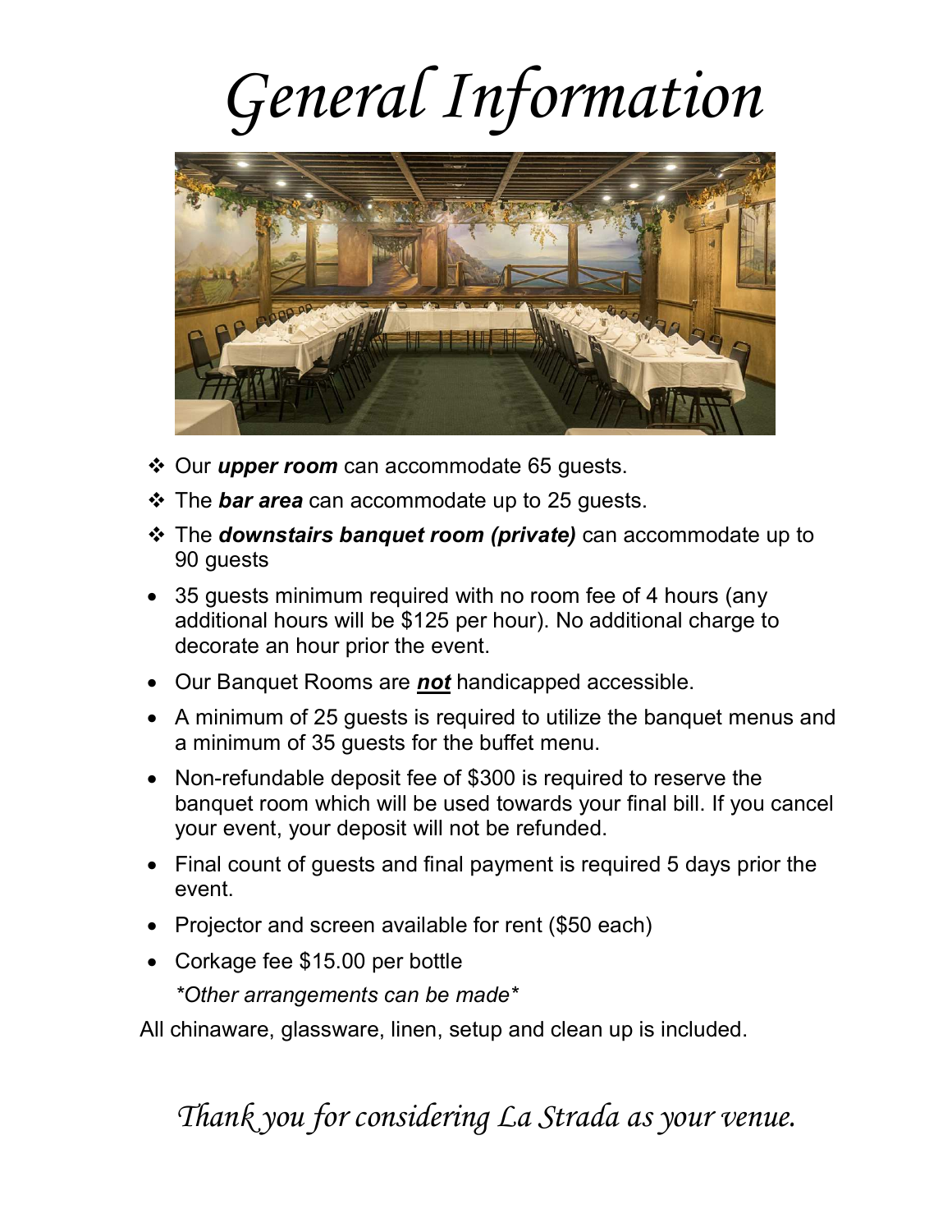# General Information

- Our ***upper room*** can accommodate 65 guests.
- The ***bar area*** can accommodate up to 25 guests.
- The ***downstairs banquet room (private)*** can accommodate up to 90 guests

- 35 guests minimum required with no room fee of 4 hours (any additional hours will be $125 per hour). No additional charge to decorate an hour prior the event.
- Our Banquet Rooms are ***not*** handicapped accessible.
- A minimum of 25 guests is required to utilize the banquet menus and a minimum of 35 guests for the buffet menu.
- Non-refundable deposit fee of $300 is required to reserve the banquet room which will be used towards your final bill. If you cancel your event, your deposit will not be refunded.
- Final count of guests and final payment is required 5 days prior the event.
- Projector and screen available for rent ($50 each)
- Corkage fee $15.00 per bottle

  *\*Other arrangements can be made\**

All chinaware, glassware, linen, setup and clean up is included.

*Thank you for considering La Strada as your venue.*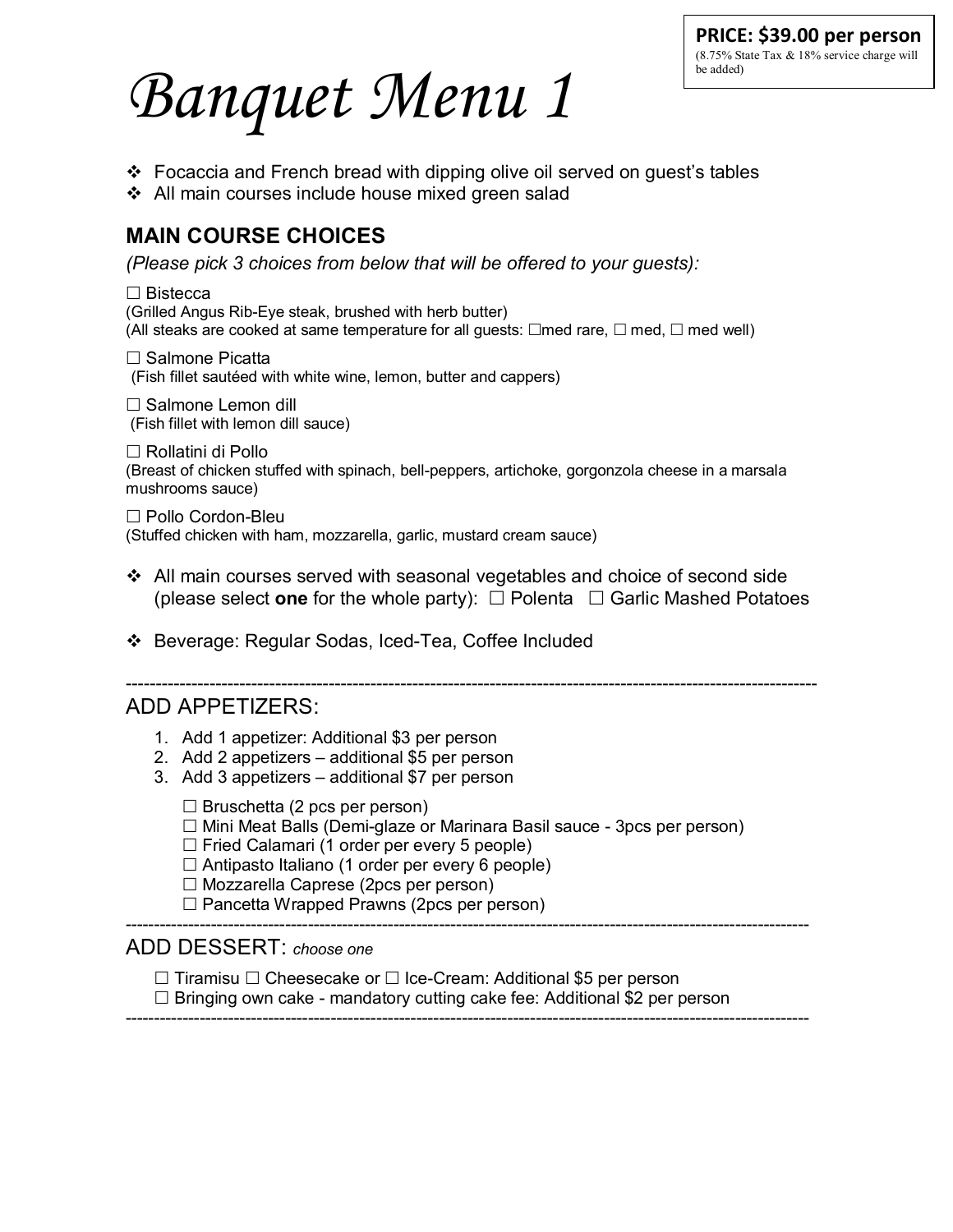**PRICE: $39.00 per person**
(8.75% State Tax & 18% service charge will be added)

# Banquet Menu 1

- Focaccia and French bread with dipping olive oil served on guest's tables
- All main courses include house mixed green salad

## MAIN COURSE CHOICES

*(Please pick 3 choices from below that will be offered to your guests):*

☐ Bistecca
(Grilled Angus Rib-Eye steak, brushed with herb butter)
(All steaks are cooked at same temperature for all guests: ☐med rare, ☐ med, ☐ med well)

☐ Salmone Picatta
(Fish fillet sautéed with white wine, lemon, butter and cappers)

☐ Salmone Lemon dill
(Fish fillet with lemon dill sauce)

☐ Rollatini di Pollo
(Breast of chicken stuffed with spinach, bell-peppers, artichoke, gorgonzola cheese in a marsala mushrooms sauce)

☐ Pollo Cordon-Bleu
(Stuffed chicken with ham, mozzarella, garlic, mustard cream sauce)

- All main courses served with seasonal vegetables and choice of second side (please select **one** for the whole party): ☐ Polenta ☐ Garlic Mashed Potatoes
- Beverage: Regular Sodas, Iced-Tea, Coffee Included

---

## ADD APPETIZERS:

1. Add 1 appetizer: Additional $3 per person
2. Add 2 appetizers – additional $5 per person
3. Add 3 appetizers – additional $7 per person

☐ Bruschetta (2 pcs per person)
☐ Mini Meat Balls (Demi-glaze or Marinara Basil sauce - 3pcs per person)
☐ Fried Calamari (1 order per every 5 people)
☐ Antipasto Italiano (1 order per every 6 people)
☐ Mozzarella Caprese (2pcs per person)
☐ Pancetta Wrapped Prawns (2pcs per person)

---

## ADD DESSERT: *choose one*

☐ Tiramisu ☐ Cheesecake or ☐ Ice-Cream: Additional $5 per person
☐ Bringing own cake - mandatory cutting cake fee: Additional $2 per person

---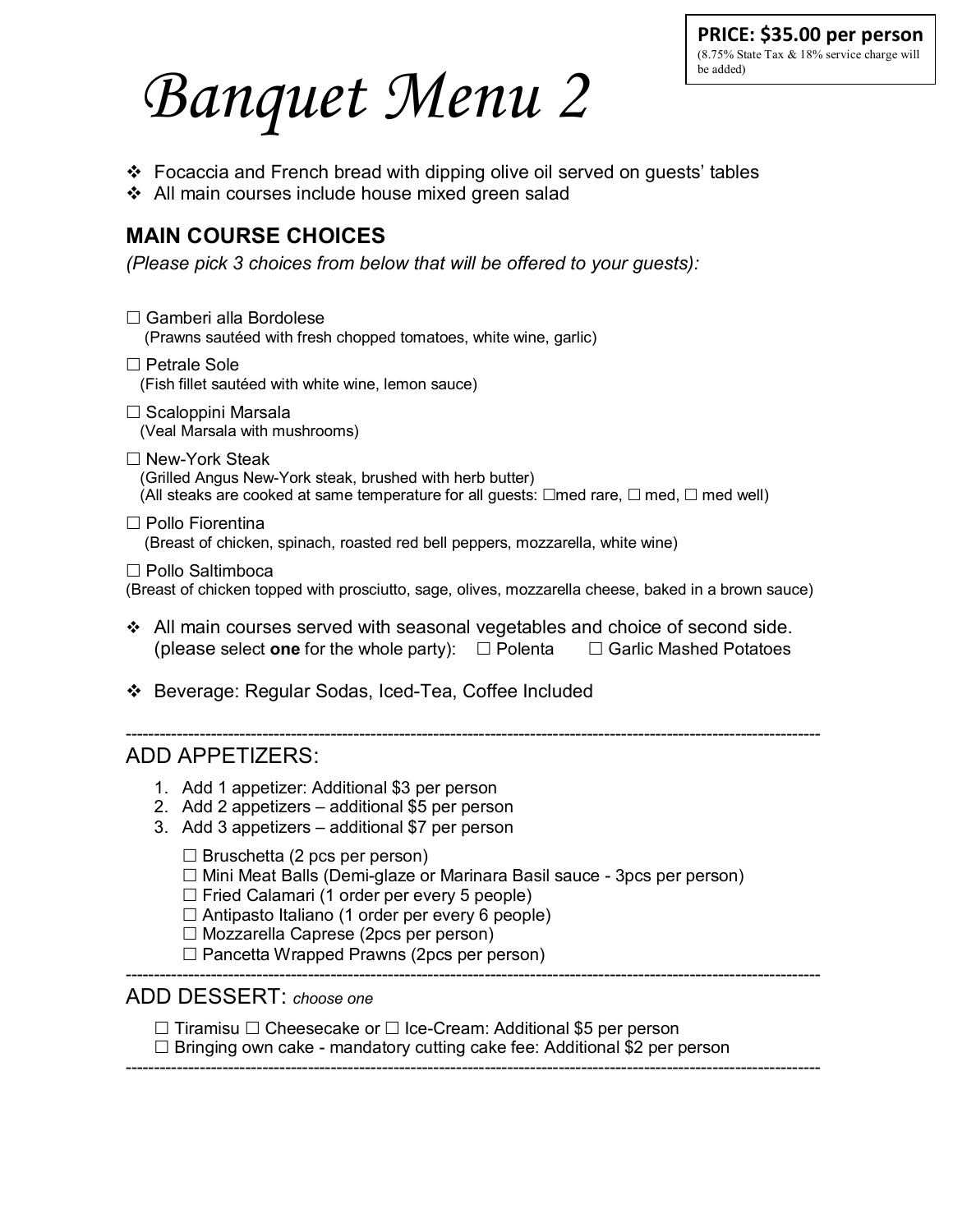**PRICE: $35.00 per person**
(8.75% State Tax & 18% service charge will be added)

# *Banquet Menu 2*

- Focaccia and French bread with dipping olive oil served on guests' tables
- All main courses include house mixed green salad

## MAIN COURSE CHOICES

*(Please pick 3 choices from below that will be offered to your guests):*

☐ Gamberi alla Bordolese
(Prawns sautéed with fresh chopped tomatoes, white wine, garlic)

☐ Petrale Sole
(Fish fillet sautéed with white wine, lemon sauce)

☐ Scaloppini Marsala
(Veal Marsala with mushrooms)

☐ New-York Steak
(Grilled Angus New-York steak, brushed with herb butter)
(All steaks are cooked at same temperature for all guests: ☐med rare, ☐ med, ☐ med well)

☐ Pollo Fiorentina
(Breast of chicken, spinach, roasted red bell peppers, mozzarella, white wine)

☐ Pollo Saltimboca
(Breast of chicken topped with prosciutto, sage, olives, mozzarella cheese, baked in a brown sauce)

- All main courses served with seasonal vegetables and choice of second side. (please select **one** for the whole party): ☐ Polenta ☐ Garlic Mashed Potatoes
- Beverage: Regular Sodas, Iced-Tea, Coffee Included

---

ADD APPETIZERS:

1. Add 1 appetizer: Additional $3 per person
2. Add 2 appetizers – additional $5 per person
3. Add 3 appetizers – additional $7 per person

☐ Bruschetta (2 pcs per person)
☐ Mini Meat Balls (Demi-glaze or Marinara Basil sauce - 3pcs per person)
☐ Fried Calamari (1 order per every 5 people)
☐ Antipasto Italiano (1 order per every 6 people)
☐ Mozzarella Caprese (2pcs per person)
☐ Pancetta Wrapped Prawns (2pcs per person)

---

ADD DESSERT: *choose one*

☐ Tiramisu ☐ Cheesecake or ☐ Ice-Cream: Additional $5 per person
☐ Bringing own cake - mandatory cutting cake fee: Additional $2 per person

---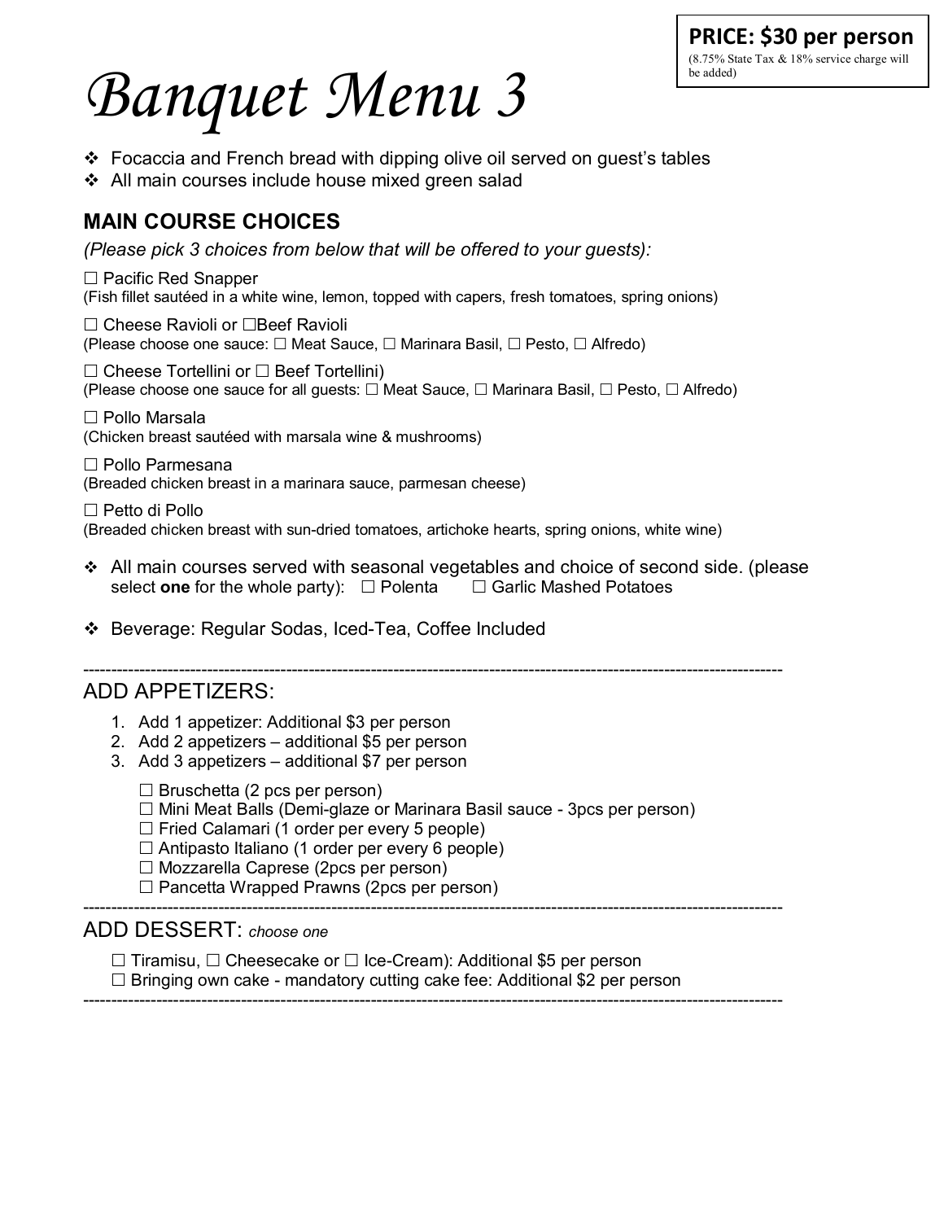**PRICE: $30 per person**
(8.75% State Tax & 18% service charge will be added)

# Banquet Menu 3

- Focaccia and French bread with dipping olive oil served on guest's tables
- All main courses include house mixed green salad

## MAIN COURSE CHOICES

*(Please pick 3 choices from below that will be offered to your guests):*

☐ Pacific Red Snapper
(Fish fillet sautéed in a white wine, lemon, topped with capers, fresh tomatoes, spring onions)

☐ Cheese Ravioli or ☐Beef Ravioli
(Please choose one sauce: ☐ Meat Sauce, ☐ Marinara Basil, ☐ Pesto, ☐ Alfredo)

☐ Cheese Tortellini or ☐ Beef Tortellini)
(Please choose one sauce for all guests: ☐ Meat Sauce, ☐ Marinara Basil, ☐ Pesto, ☐ Alfredo)

☐ Pollo Marsala
(Chicken breast sautéed with marsala wine & mushrooms)

☐ Pollo Parmesana
(Breaded chicken breast in a marinara sauce, parmesan cheese)

☐ Petto di Pollo
(Breaded chicken breast with sun-dried tomatoes, artichoke hearts, spring onions, white wine)

- All main courses served with seasonal vegetables and choice of second side. (please select **one** for the whole party): ☐ Polenta ☐ Garlic Mashed Potatoes
- Beverage: Regular Sodas, Iced-Tea, Coffee Included

---

## ADD APPETIZERS:

1. Add 1 appetizer: Additional $3 per person
2. Add 2 appetizers – additional $5 per person
3. Add 3 appetizers – additional $7 per person

☐ Bruschetta (2 pcs per person)
☐ Mini Meat Balls (Demi-glaze or Marinara Basil sauce - 3pcs per person)
☐ Fried Calamari (1 order per every 5 people)
☐ Antipasto Italiano (1 order per every 6 people)
☐ Mozzarella Caprese (2pcs per person)
☐ Pancetta Wrapped Prawns (2pcs per person)

---

## ADD DESSERT: *choose one*

☐ Tiramisu, ☐ Cheesecake or ☐ Ice-Cream): Additional $5 per person
☐ Bringing own cake - mandatory cutting cake fee: Additional $2 per person

---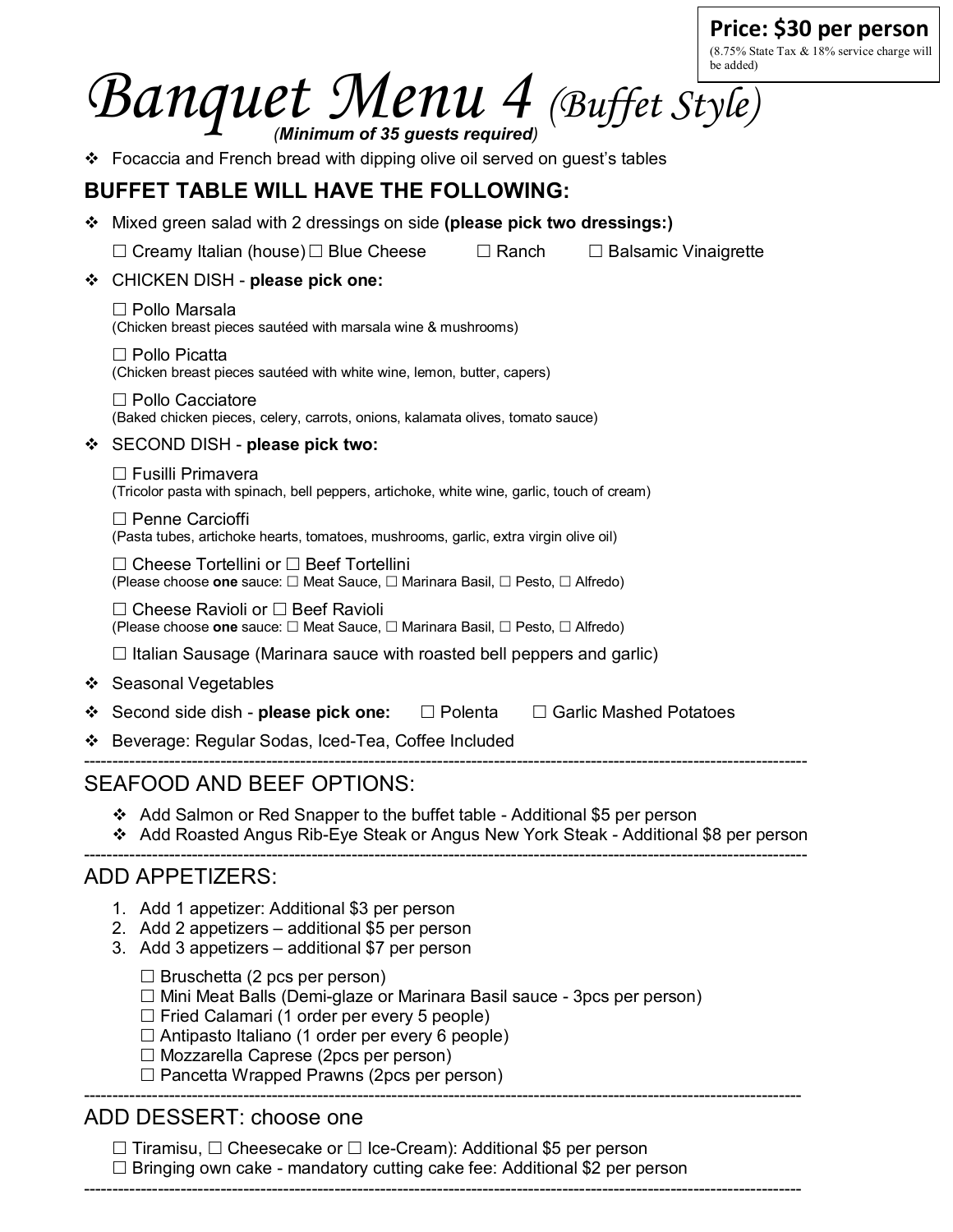**Price: $30 per person**
(8.75% State Tax & 18% service charge will be added)

# *Banquet Menu 4* *(Buffet Style)*

***(Minimum of 35 guests required)***

- Focaccia and French bread with dipping olive oil served on guest's tables

## BUFFET TABLE WILL HAVE THE FOLLOWING:

- Mixed green salad with 2 dressings on side **(please pick two dressings:)**

  ☐ Creamy Italian (house) ☐ Blue Cheese ☐ Ranch ☐ Balsamic Vinaigrette

- CHICKEN DISH - **please pick one:**

  ☐ Pollo Marsala
  (Chicken breast pieces sautéed with marsala wine & mushrooms)

  ☐ Pollo Picatta
  (Chicken breast pieces sautéed with white wine, lemon, butter, capers)

  ☐ Pollo Cacciatore
  (Baked chicken pieces, celery, carrots, onions, kalamata olives, tomato sauce)

- SECOND DISH - **please pick two:**

  ☐ Fusilli Primavera
  (Tricolor pasta with spinach, bell peppers, artichoke, white wine, garlic, touch of cream)

  ☐ Penne Carcioffi
  (Pasta tubes, artichoke hearts, tomatoes, mushrooms, garlic, extra virgin olive oil)

  ☐ Cheese Tortellini or ☐ Beef Tortellini
  (Please choose **one** sauce: ☐ Meat Sauce, ☐ Marinara Basil, ☐ Pesto, ☐ Alfredo)

  ☐ Cheese Ravioli or ☐ Beef Ravioli
  (Please choose **one** sauce: ☐ Meat Sauce, ☐ Marinara Basil, ☐ Pesto, ☐ Alfredo)

  ☐ Italian Sausage (Marinara sauce with roasted bell peppers and garlic)

- Seasonal Vegetables
- Second side dish - **please pick one:** ☐ Polenta ☐ Garlic Mashed Potatoes
- Beverage: Regular Sodas, Iced-Tea, Coffee Included

---

## SEAFOOD AND BEEF OPTIONS:

- Add Salmon or Red Snapper to the buffet table - Additional $5 per person
- Add Roasted Angus Rib-Eye Steak or Angus New York Steak - Additional $8 per person

---

## ADD APPETIZERS:

1. Add 1 appetizer: Additional $3 per person
2. Add 2 appetizers – additional $5 per person
3. Add 3 appetizers – additional $7 per person

☐ Bruschetta (2 pcs per person)
☐ Mini Meat Balls (Demi-glaze or Marinara Basil sauce - 3pcs per person)
☐ Fried Calamari (1 order per every 5 people)
☐ Antipasto Italiano (1 order per every 6 people)
☐ Mozzarella Caprese (2pcs per person)
☐ Pancetta Wrapped Prawns (2pcs per person)

---

## ADD DESSERT: choose one

☐ Tiramisu, ☐ Cheesecake or ☐ Ice-Cream): Additional $5 per person
☐ Bringing own cake - mandatory cutting cake fee: Additional $2 per person

---